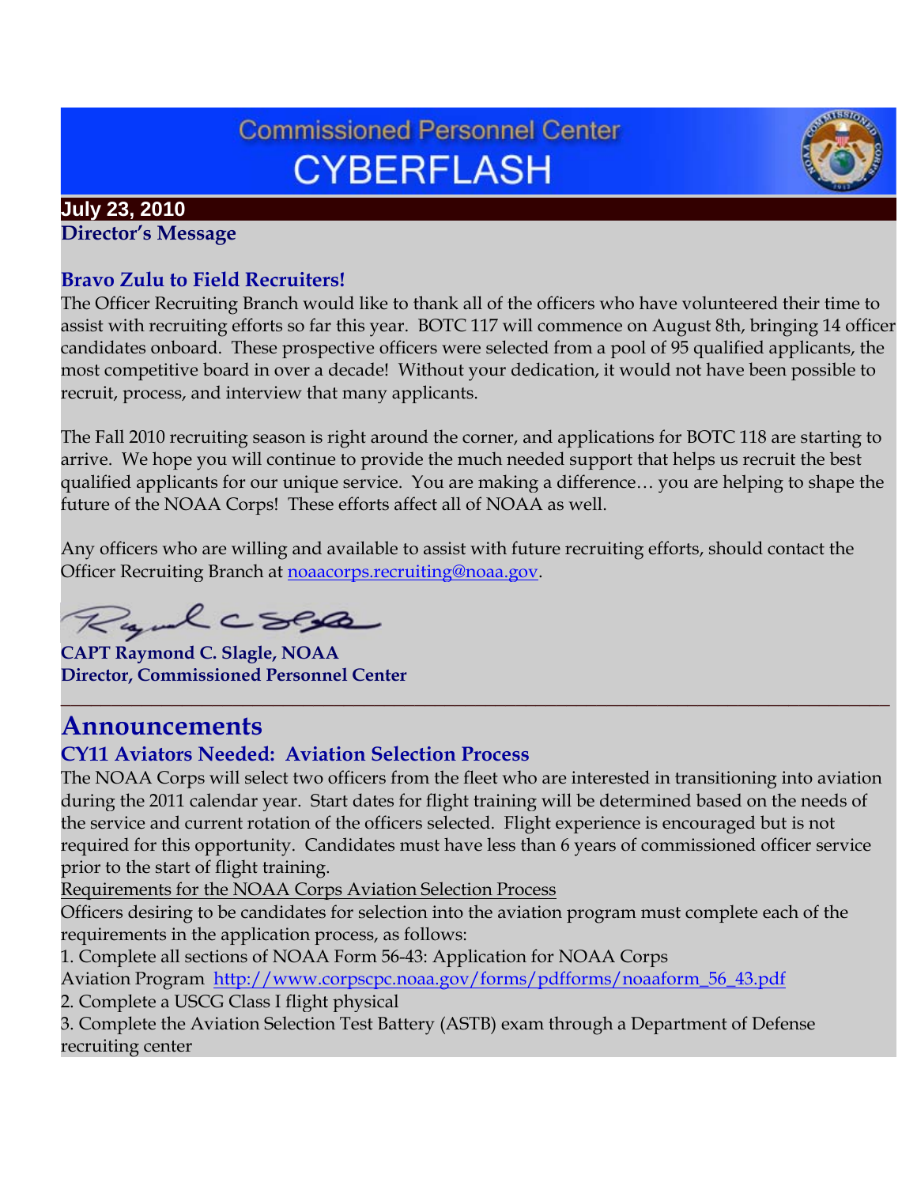# Commissioned Personnel Center CYBERFLASH

**July 23, 2010**

## Director's Message

### Bravo Zulu to Field Recruiters!

The Officer Recruiting Branch would like to thank all of the officers who have volunteered their time to assist with recruiting efforts so far this year. BOTC 117 will commence on August 8th, bringing 14 officer candidates onboard. These prospective officers were selected from a pool of 95 qualified applicants, the most competitive board in over a decade! Without your dedication, it would not have been possible to recruit, process, and interview that many applicants.

The Fall 2010 recruiting season is right around the corner, and applications for BOTC 118 are starting to arrive. We hope you will continue to provide the much needed support that helps us recruit the best qualified applicants for our unique service. You are making a difference… you are helping to shape the future of the NOAA Corps! These efforts affect all of NOAA as well.

Any officers who are willing and available to assist with future recruiting efforts, should contact the Officer Recruiting Branch at noaacorps.recruiting@noaa.gov.

**CAPT Raymond C. Slagle, NOAA**
**Director, Commissioned Personnel Center**

---

## Announcements

### CY11 Aviators Needed: Aviation Selection Process

The NOAA Corps will select two officers from the fleet who are interested in transitioning into aviation during the 2011 calendar year. Start dates for flight training will be determined based on the needs of the service and current rotation of the officers selected. Flight experience is encouraged but is not required for this opportunity. Candidates must have less than 6 years of commissioned officer service prior to the start of flight training.

Requirements for the NOAA Corps Aviation Selection Process

Officers desiring to be candidates for selection into the aviation program must complete each of the requirements in the application process, as follows:

1. Complete all sections of NOAA Form 56-43: Application for NOAA Corps Aviation Program http://www.corpscpc.noaa.gov/forms/pdfforms/noaaform_56_43.pdf
2. Complete a USCG Class I flight physical
3. Complete the Aviation Selection Test Battery (ASTB) exam through a Department of Defense recruiting center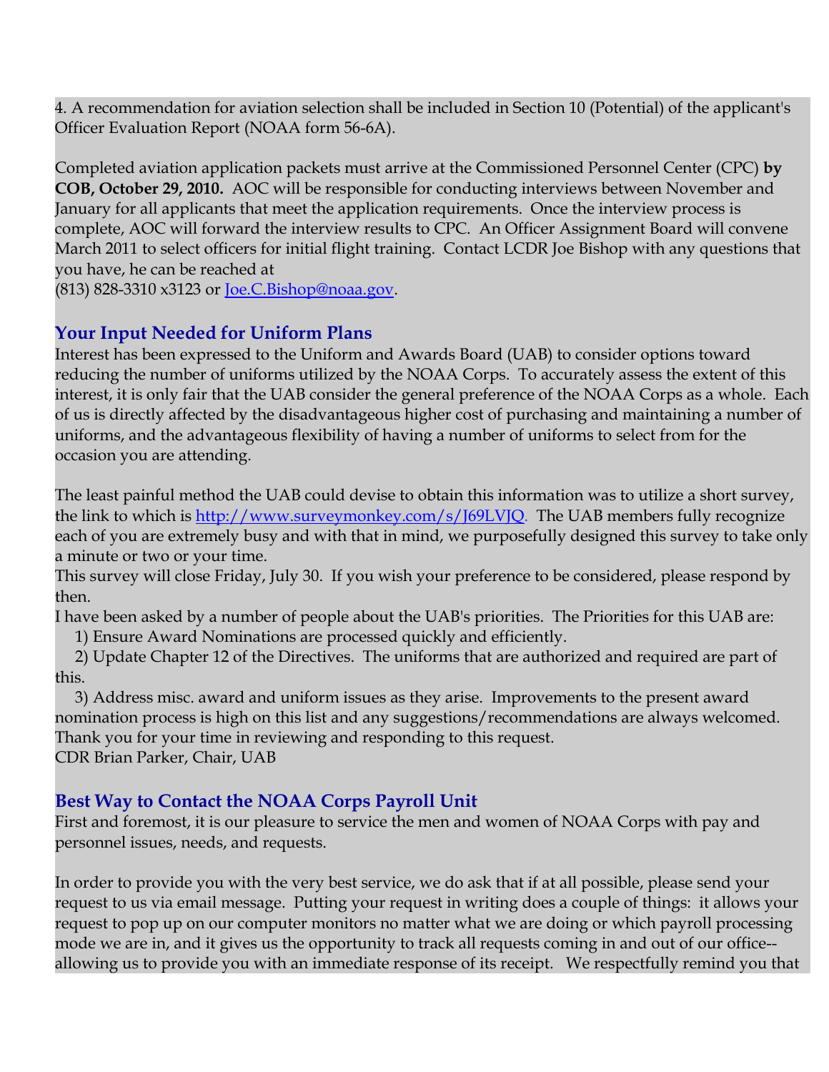4. A recommendation for aviation selection shall be included in Section 10 (Potential) of the applicant's Officer Evaluation Report (NOAA form 56-6A).

Completed aviation application packets must arrive at the Commissioned Personnel Center (CPC) **by COB, October 29, 2010.** AOC will be responsible for conducting interviews between November and January for all applicants that meet the application requirements. Once the interview process is complete, AOC will forward the interview results to CPC. An Officer Assignment Board will convene March 2011 to select officers for initial flight training. Contact LCDR Joe Bishop with any questions that you have, he can be reached at
(813) 828-3310 x3123 or [Joe.C.Bishop@noaa.gov](mailto:Joe.C.Bishop@noaa.gov).

## Your Input Needed for Uniform Plans

Interest has been expressed to the Uniform and Awards Board (UAB) to consider options toward reducing the number of uniforms utilized by the NOAA Corps. To accurately assess the extent of this interest, it is only fair that the UAB consider the general preference of the NOAA Corps as a whole. Each of us is directly affected by the disadvantageous higher cost of purchasing and maintaining a number of uniforms, and the advantageous flexibility of having a number of uniforms to select from for the occasion you are attending.

The least painful method the UAB could devise to obtain this information was to utilize a short survey, the link to which is [http://www.surveymonkey.com/s/J69LVJQ](http://www.surveymonkey.com/s/J69LVJQ). The UAB members fully recognize each of you are extremely busy and with that in mind, we purposefully designed this survey to take only a minute or two or your time.
This survey will close Friday, July 30. If you wish your preference to be considered, please respond by then.
I have been asked by a number of people about the UAB's priorities. The Priorities for this UAB are:
1) Ensure Award Nominations are processed quickly and efficiently.
2) Update Chapter 12 of the Directives. The uniforms that are authorized and required are part of this.
3) Address misc. award and uniform issues as they arise. Improvements to the present award nomination process is high on this list and any suggestions/recommendations are always welcomed.
Thank you for your time in reviewing and responding to this request.
CDR Brian Parker, Chair, UAB

## Best Way to Contact the NOAA Corps Payroll Unit

First and foremost, it is our pleasure to service the men and women of NOAA Corps with pay and personnel issues, needs, and requests.

In order to provide you with the very best service, we do ask that if at all possible, please send your request to us via email message. Putting your request in writing does a couple of things: it allows your request to pop up on our computer monitors no matter what we are doing or which payroll processing mode we are in, and it gives us the opportunity to track all requests coming in and out of our office--allowing us to provide you with an immediate response of its receipt. We respectfully remind you that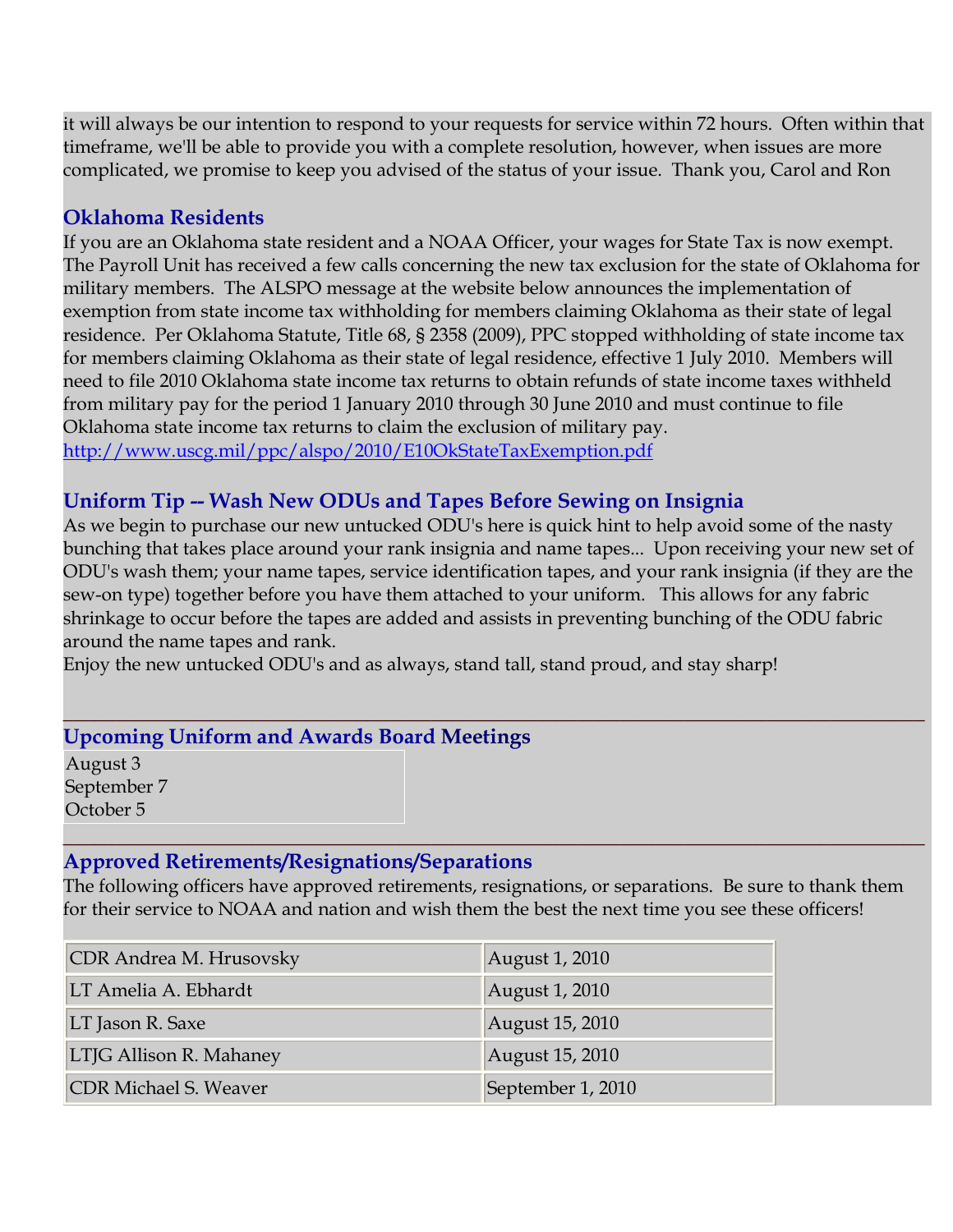it will always be our intention to respond to your requests for service within 72 hours. Often within that timeframe, we'll be able to provide you with a complete resolution, however, when issues are more complicated, we promise to keep you advised of the status of your issue. Thank you, Carol and Ron

### Oklahoma Residents

If you are an Oklahoma state resident and a NOAA Officer, your wages for State Tax is now exempt. The Payroll Unit has received a few calls concerning the new tax exclusion for the state of Oklahoma for military members. The ALSPO message at the website below announces the implementation of exemption from state income tax withholding for members claiming Oklahoma as their state of legal residence. Per Oklahoma Statute, Title 68, § 2358 (2009), PPC stopped withholding of state income tax for members claiming Oklahoma as their state of legal residence, effective 1 July 2010. Members will need to file 2010 Oklahoma state income tax returns to obtain refunds of state income taxes withheld from military pay for the period 1 January 2010 through 30 June 2010 and must continue to file Oklahoma state income tax returns to claim the exclusion of military pay.
http://www.uscg.mil/ppc/alspo/2010/E10OkStateTaxExemption.pdf

### Uniform Tip -- Wash New ODUs and Tapes Before Sewing on Insignia

As we begin to purchase our new untucked ODU's here is quick hint to help avoid some of the nasty bunching that takes place around your rank insignia and name tapes... Upon receiving your new set of ODU's wash them; your name tapes, service identification tapes, and your rank insignia (if they are the sew-on type) together before you have them attached to your uniform. This allows for any fabric shrinkage to occur before the tapes are added and assists in preventing bunching of the ODU fabric around the name tapes and rank.
Enjoy the new untucked ODU's and as always, stand tall, stand proud, and stay sharp!

---

### Upcoming Uniform and Awards Board Meetings

August 3
September 7
October 5

---

### Approved Retirements/Resignations/Separations

The following officers have approved retirements, resignations, or separations. Be sure to thank them for their service to NOAA and nation and wish them the best the next time you see these officers!

| | |
|---|---|
| CDR Andrea M. Hrusovsky | August 1, 2010 |
| LT Amelia A. Ebhardt | August 1, 2010 |
| LT Jason R. Saxe | August 15, 2010 |
| LTJG Allison R. Mahaney | August 15, 2010 |
| CDR Michael S. Weaver | September 1, 2010 |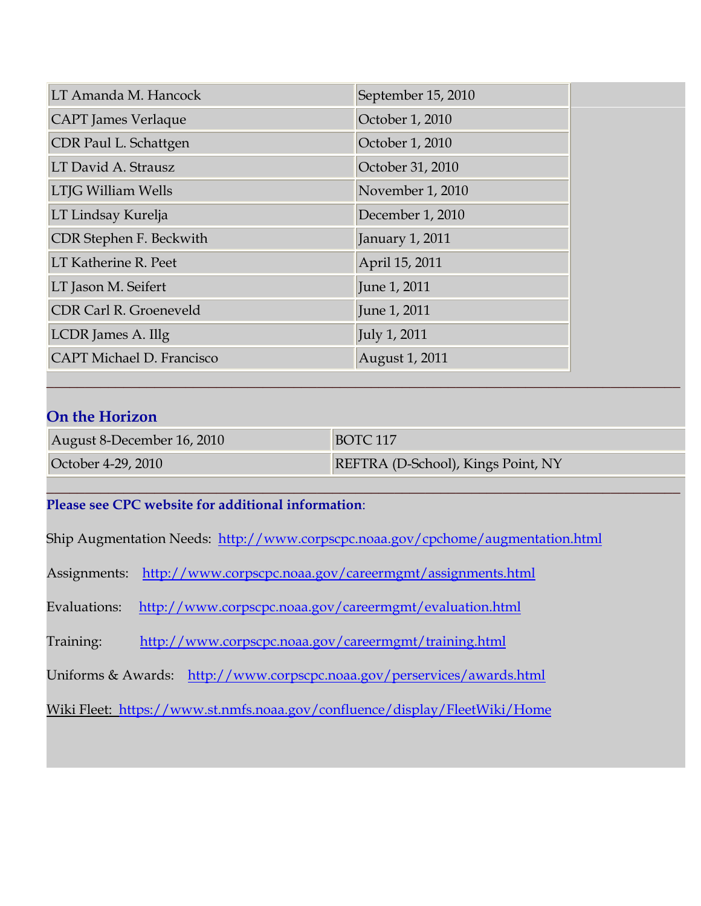| | |
|---|---|
| LT Amanda M. Hancock | September 15, 2010 |
| CAPT James Verlaque | October 1, 2010 |
| CDR Paul L. Schattgen | October 1, 2010 |
| LT David A. Strausz | October 31, 2010 |
| LTJG William Wells | November 1, 2010 |
| LT Lindsay Kurelja | December 1, 2010 |
| CDR Stephen F. Beckwith | January 1, 2011 |
| LT Katherine R. Peet | April 15, 2011 |
| LT Jason M. Seifert | June 1, 2011 |
| CDR Carl R. Groeneveld | June 1, 2011 |
| LCDR James A. Illg | July 1, 2011 |
| CAPT Michael D. Francisco | August 1, 2011 |

---

## On the Horizon

| | |
|---|---|
| August 8-December 16, 2010 | BOTC 117 |
| October 4-29, 2010 | REFTRA (D-School), Kings Point, NY |

---

**Please see CPC website for additional information**:

Ship Augmentation Needs: http://www.corpscpc.noaa.gov/cpchome/augmentation.html

Assignments: http://www.corpscpc.noaa.gov/careermgmt/assignments.html

Evaluations: http://www.corpscpc.noaa.gov/careermgmt/evaluation.html

Training: http://www.corpscpc.noaa.gov/careermgmt/training.html

Uniforms & Awards: http://www.corpscpc.noaa.gov/perservices/awards.html

Wiki Fleet: https://www.st.nmfs.noaa.gov/confluence/display/FleetWiki/Home